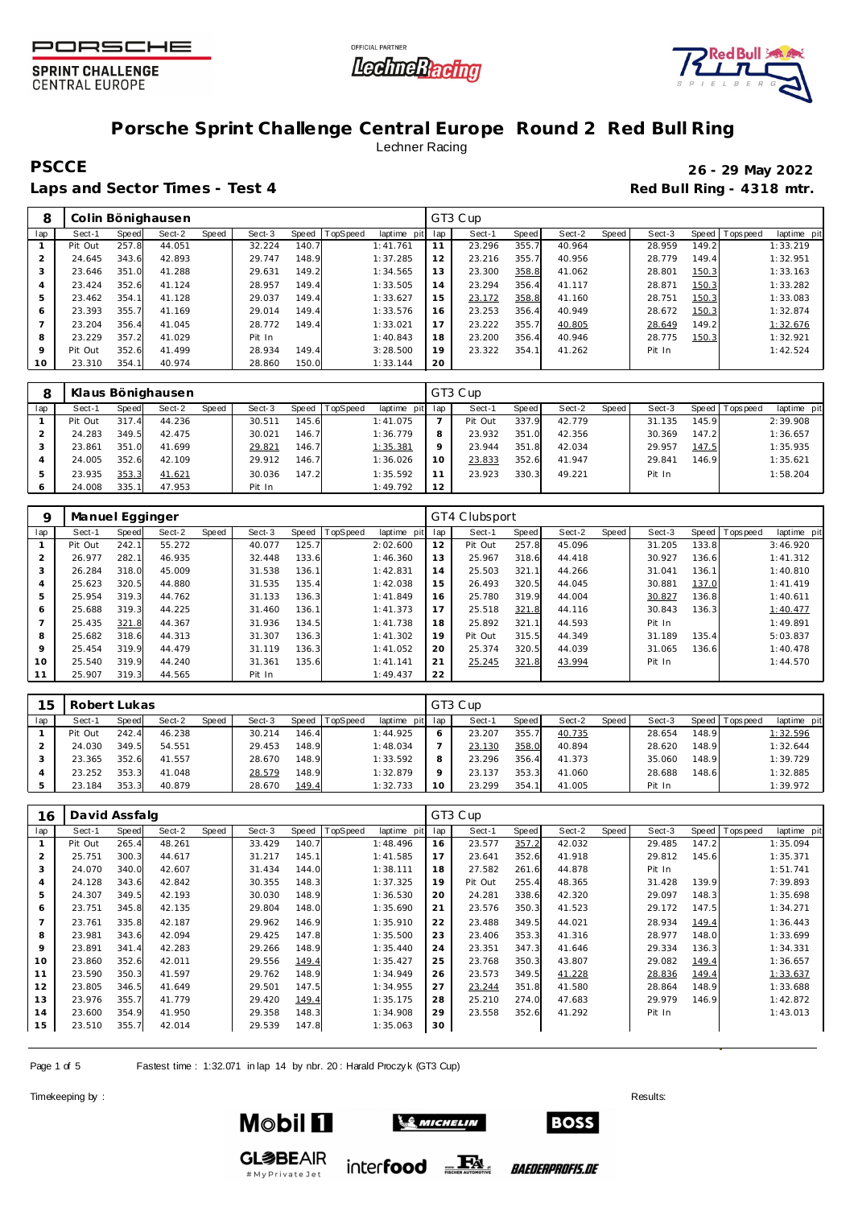PORSCHE SPRINT CHALLENGE CENTRAL EUROPE

# Porsche Sprint Challenge Central Europe Round 2 Red Bull Ring

Lechner Racing

**PSCCE** — **26 - 29 May 2022**

**Laps and Sector Times - Test 4** — **Red Bull Ring - 4318 mtr.**

| 8 | Colin Bönighausen | | | | | | | | GT3 Cup | | | | | | | | |
|---|---|---|---|---|---|---|---|---|---|---|---|---|---|---|---|---|---|
| lap | Sect-1 | Speed | Sect-2 | Speed | Sect-3 | Speed | TopSpeed | laptime pit | lap | Sect-1 | Speed | Sect-2 | Speed | Sect-3 | Speed | Topspeed | laptime pit |
| 1 | Pit Out | 257.8 | 44.051 | | 32.224 | 140.7 | | 1:41.761 | 11 | 23.296 | 355.7 | 40.964 | | 28.959 | 149.2 | | 1:33.219 |
| 2 | 24.645 | 343.6 | 42.893 | | 29.747 | 148.9 | | 1:37.285 | 12 | 23.216 | 355.7 | 40.956 | | 28.779 | 149.4 | | 1:32.951 |
| 3 | 23.646 | 351.0 | 41.288 | | 29.631 | 149.2 | | 1:34.565 | 13 | 23.300 | 358.8 | 41.062 | | 28.801 | 150.3 | | 1:33.163 |
| 4 | 23.424 | 352.6 | 41.124 | | 28.957 | 149.4 | | 1:33.505 | 14 | 23.294 | 356.4 | 41.117 | | 28.871 | 150.3 | | 1:33.282 |
| 5 | 23.462 | 354.1 | 41.128 | | 29.037 | 149.4 | | 1:33.627 | 15 | 23.172 | 358.8 | 41.160 | | 28.751 | 150.3 | | 1:33.083 |
| 6 | 23.393 | 355.7 | 41.169 | | 29.014 | 149.4 | | 1:33.576 | 16 | 23.253 | 356.4 | 40.949 | | 28.672 | 150.3 | | 1:32.874 |
| 7 | 23.204 | 356.4 | 41.045 | | 28.772 | 149.4 | | 1:33.021 | 17 | 23.222 | 355.7 | 40.805 | | 28.649 | 149.2 | | 1:32.676 |
| 8 | 23.229 | 357.2 | 41.029 | | Pit In | | | 1:40.843 | 18 | 23.200 | 356.4 | 40.946 | | 28.775 | 150.3 | | 1:32.921 |
| 9 | Pit Out | 352.6 | 41.499 | | 28.934 | 149.4 | | 3:28.500 | 19 | 23.322 | 354.1 | 41.262 | | Pit In | | | 1:42.524 |
| 10 | 23.310 | 354.1 | 40.974 | | 28.860 | 150.0 | | 1:33.144 | 20 | | | | | | | | |

| 8 | Klaus Bönighausen | | | | | | | | GT3 Cup | | | | | | | | |
|---|---|---|---|---|---|---|---|---|---|---|---|---|---|---|---|---|---|
| lap | Sect-1 | Speed | Sect-2 | Speed | Sect-3 | Speed | TopSpeed | laptime pit | lap | Sect-1 | Speed | Sect-2 | Speed | Sect-3 | Speed | Topspeed | laptime pit |
| 1 | Pit Out | 317.4 | 44.236 | | 30.511 | 145.6 | | 1:41.075 | 7 | Pit Out | 337.9 | 42.779 | | 31.135 | 145.9 | | 2:39.908 |
| 2 | 24.283 | 349.5 | 42.475 | | 30.021 | 146.7 | | 1:36.779 | 8 | 23.932 | 351.0 | 42.356 | | 30.369 | 147.2 | | 1:36.657 |
| 3 | 23.861 | 351.0 | 41.699 | | 29.821 | 146.7 | | 1:35.381 | 9 | 23.944 | 351.8 | 42.034 | | 29.957 | 147.5 | | 1:35.935 |
| 4 | 24.005 | 352.6 | 42.109 | | 29.912 | 146.7 | | 1:36.026 | 10 | 23.833 | 352.6 | 41.947 | | 29.841 | 146.9 | | 1:35.621 |
| 5 | 23.935 | 353.3 | 41.621 | | 30.036 | 147.2 | | 1:35.592 | 11 | 23.923 | 330.3 | 49.221 | | Pit In | | | 1:58.204 |
| 6 | 24.008 | 335.1 | 47.953 | | Pit In | | | 1:49.792 | 12 | | | | | | | | |

| 9 | Manuel Egginger | | | | | | | | GT4 Clubsport | | | | | | | | |
|---|---|---|---|---|---|---|---|---|---|---|---|---|---|---|---|---|---|
| lap | Sect-1 | Speed | Sect-2 | Speed | Sect-3 | Speed | TopSpeed | laptime pit | lap | Sect-1 | Speed | Sect-2 | Speed | Sect-3 | Speed | Topspeed | laptime pit |
| 1 | Pit Out | 242.1 | 55.272 | | 40.077 | 125.7 | | 2:02.600 | 12 | Pit Out | 257.8 | 45.096 | | 31.205 | 133.8 | | 3:46.920 |
| 2 | 26.977 | 282.1 | 46.935 | | 32.448 | 133.6 | | 1:46.360 | 13 | 25.967 | 318.6 | 44.418 | | 30.927 | 136.6 | | 1:41.312 |
| 3 | 26.284 | 318.0 | 45.009 | | 31.538 | 136.1 | | 1:42.831 | 14 | 25.503 | 321.1 | 44.266 | | 31.041 | 136.1 | | 1:40.810 |
| 4 | 25.623 | 320.5 | 44.880 | | 31.535 | 135.4 | | 1:42.038 | 15 | 26.493 | 320.5 | 44.045 | | 30.881 | 137.0 | | 1:41.419 |
| 5 | 25.954 | 319.3 | 44.762 | | 31.133 | 136.3 | | 1:41.849 | 16 | 25.780 | 319.9 | 44.004 | | 30.827 | 136.8 | | 1:40.611 |
| 6 | 25.688 | 319.3 | 44.225 | | 31.460 | 136.1 | | 1:41.373 | 17 | 25.518 | 321.8 | 44.116 | | 30.843 | 136.3 | | 1:40.477 |
| 7 | 25.435 | 321.8 | 44.367 | | 31.936 | 134.5 | | 1:41.738 | 18 | 25.892 | 321.1 | 44.593 | | Pit In | | | 1:49.891 |
| 8 | 25.682 | 318.6 | 44.313 | | 31.307 | 136.3 | | 1:41.302 | 19 | Pit Out | 315.5 | 44.349 | | 31.189 | 135.4 | | 5:03.837 |
| 9 | 25.454 | 319.9 | 44.479 | | 31.119 | 136.3 | | 1:41.052 | 20 | 25.374 | 320.5 | 44.039 | | 31.065 | 136.6 | | 1:40.478 |
| 10 | 25.540 | 319.9 | 44.240 | | 31.361 | 135.6 | | 1:41.141 | 21 | 25.245 | 321.8 | 43.994 | | Pit In | | | 1:44.570 |
| 11 | 25.907 | 319.3 | 44.565 | | Pit In | | | 1:49.437 | 22 | | | | | | | | |

| 15 | Robert Lukas | | | | | | | | GT3 Cup | | | | | | | | |
|---|---|---|---|---|---|---|---|---|---|---|---|---|---|---|---|---|---|
| lap | Sect-1 | Speed | Sect-2 | Speed | Sect-3 | Speed | TopSpeed | laptime pit | lap | Sect-1 | Speed | Sect-2 | Speed | Sect-3 | Speed | Topspeed | laptime pit |
| 1 | Pit Out | 242.4 | 46.238 | | 30.214 | 146.4 | | 1:44.925 | 6 | 23.207 | 355.7 | 40.735 | | 28.654 | 148.9 | | 1:32.596 |
| 2 | 24.030 | 349.5 | 54.551 | | 29.453 | 148.9 | | 1:48.034 | 7 | 23.130 | 358.0 | 40.894 | | 28.620 | 148.9 | | 1:32.644 |
| 3 | 23.365 | 352.6 | 41.557 | | 28.670 | 148.9 | | 1:33.592 | 8 | 23.296 | 356.4 | 41.373 | | 35.060 | 148.9 | | 1:39.729 |
| 4 | 23.252 | 353.3 | 41.048 | | 28.579 | 148.9 | | 1:32.879 | 9 | 23.137 | 353.3 | 41.060 | | 28.688 | 148.6 | | 1:32.885 |
| 5 | 23.184 | 353.3 | 40.879 | | 28.670 | 149.4 | | 1:32.733 | 10 | 23.299 | 354.1 | 41.005 | | Pit In | | | 1:39.972 |

| 16 | David Assfalg | | | | | | | | GT3 Cup | | | | | | | | |
|---|---|---|---|---|---|---|---|---|---|---|---|---|---|---|---|---|---|
| lap | Sect-1 | Speed | Sect-2 | Speed | Sect-3 | Speed | TopSpeed | laptime pit | lap | Sect-1 | Speed | Sect-2 | Speed | Sect-3 | Speed | Topspeed | laptime pit |
| 1 | Pit Out | 265.4 | 48.261 | | 33.429 | 140.7 | | 1:48.496 | 16 | 23.577 | 357.2 | 42.032 | | 29.485 | 147.2 | | 1:35.094 |
| 2 | 25.751 | 300.3 | 44.617 | | 31.217 | 145.1 | | 1:41.585 | 17 | 23.641 | 352.6 | 41.918 | | 29.812 | 145.6 | | 1:35.371 |
| 3 | 24.070 | 340.0 | 42.607 | | 31.434 | 144.0 | | 1:38.111 | 18 | 27.582 | 261.6 | 44.878 | | Pit In | | | 1:51.741 |
| 4 | 24.128 | 343.6 | 42.842 | | 30.355 | 148.3 | | 1:37.325 | 19 | Pit Out | 255.4 | 48.365 | | 31.428 | 139.9 | | 7:39.893 |
| 5 | 24.307 | 349.5 | 42.193 | | 30.030 | 148.9 | | 1:36.530 | 20 | 24.281 | 338.6 | 42.320 | | 29.097 | 148.3 | | 1:35.698 |
| 6 | 23.751 | 345.8 | 42.135 | | 29.804 | 148.0 | | 1:35.690 | 21 | 23.576 | 350.3 | 41.523 | | 29.172 | 147.5 | | 1:34.271 |
| 7 | 23.761 | 335.8 | 42.187 | | 29.962 | 146.9 | | 1:35.910 | 22 | 23.488 | 349.5 | 44.021 | | 28.934 | 149.4 | | 1:36.443 |
| 8 | 23.981 | 343.6 | 42.094 | | 29.425 | 147.8 | | 1:35.500 | 23 | 23.406 | 353.3 | 41.316 | | 28.977 | 148.0 | | 1:33.699 |
| 9 | 23.891 | 341.4 | 42.283 | | 29.266 | 148.9 | | 1:35.440 | 24 | 23.351 | 347.3 | 41.646 | | 29.334 | 136.3 | | 1:34.331 |
| 10 | 23.860 | 352.6 | 42.011 | | 29.556 | 149.4 | | 1:35.427 | 25 | 23.768 | 350.3 | 43.807 | | 29.082 | 149.4 | | 1:36.657 |
| 11 | 23.590 | 350.3 | 41.597 | | 29.762 | 148.9 | | 1:34.949 | 26 | 23.573 | 349.5 | 41.228 | | 28.836 | 149.4 | | 1:33.637 |
| 12 | 23.805 | 346.5 | 41.649 | | 29.501 | 147.5 | | 1:34.955 | 27 | 23.244 | 351.8 | 41.580 | | 28.864 | 148.9 | | 1:33.688 |
| 13 | 23.976 | 355.7 | 41.779 | | 29.420 | 149.4 | | 1:35.175 | 28 | 25.210 | 274.0 | 47.683 | | 29.979 | 146.9 | | 1:42.872 |
| 14 | 23.600 | 354.9 | 41.950 | | 29.358 | 148.3 | | 1:34.908 | 29 | 23.558 | 352.6 | 41.292 | | Pit In | | | 1:43.013 |
| 15 | 23.510 | 355.7 | 42.014 | | 29.539 | 147.8 | | 1:35.063 | 30 | | | | | | | | |

Fastest time : 1:32.071 in lap 14 by nbr. 20 : Harald Proczyk (GT3 Cup)

Timekeeping by : Results: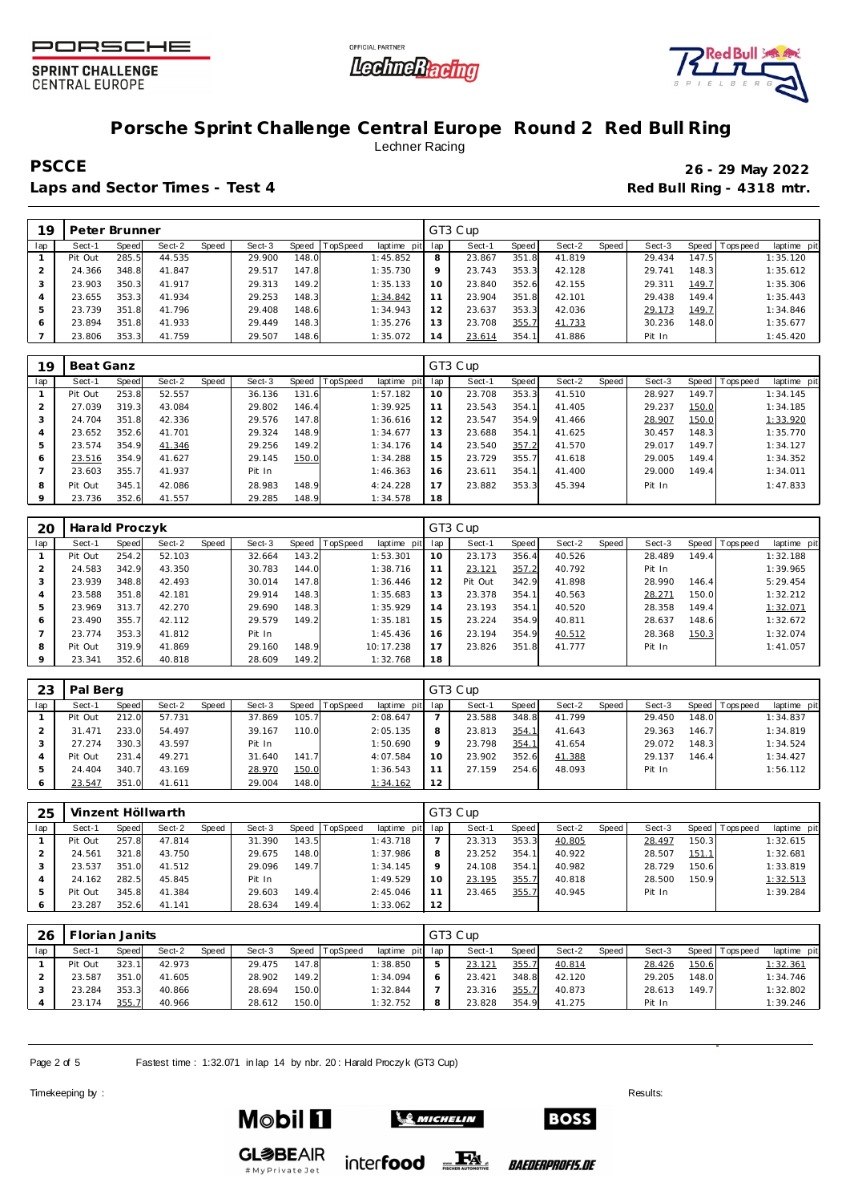# Porsche Sprint Challenge Central Europe Round 2 Red Bull Ring

Lechner Racing

**PSCCE** **26 - 29 May 2022**

**Laps and Sector Times - Test 4** **Red Bull Ring - 4318 mtr.**

| 19 | Peter Brunner | | | | | | | | GT3 Cup | | | | | | | | |
|---|---|---|---|---|---|---|---|---|---|---|---|---|---|---|---|---|---|
| lap | Sect-1 | Speed | Sect-2 | Speed | Sect-3 | Speed | TopSpeed | laptime pit | lap | Sect-1 | Speed | Sect-2 | Speed | Sect-3 | Speed | Topspeed | laptime pit |
| 1 | Pit Out | 285.5 | 44.535 | | 29.900 | 148.0 | | 1:45.852 | 8 | 23.867 | 351.8 | 41.819 | | 29.434 | 147.5 | | 1:35.120 |
| 2 | 24.366 | 348.8 | 41.847 | | 29.517 | 147.8 | | 1:35.730 | 9 | 23.743 | 353.3 | 42.128 | | 29.741 | 148.3 | | 1:35.612 |
| 3 | 23.903 | 350.3 | 41.917 | | 29.313 | 149.2 | | 1:35.133 | 10 | 23.840 | 352.6 | 42.155 | | 29.311 | 149.7 | | 1:35.306 |
| 4 | 23.655 | 353.3 | 41.934 | | 29.253 | 148.3 | | 1:34.842 | 11 | 23.904 | 351.8 | 42.101 | | 29.438 | 149.4 | | 1:35.443 |
| 5 | 23.739 | 351.8 | 41.796 | | 29.408 | 148.6 | | 1:34.943 | 12 | 23.637 | 353.3 | 42.036 | | 29.173 | 149.7 | | 1:34.846 |
| 6 | 23.894 | 351.8 | 41.933 | | 29.449 | 148.3 | | 1:35.276 | 13 | 23.708 | 355.7 | 41.733 | | 30.236 | 148.0 | | 1:35.677 |
| 7 | 23.806 | 353.3 | 41.759 | | 29.507 | 148.6 | | 1:35.072 | 14 | 23.614 | 354.1 | 41.886 | | Pit In | | | 1:45.420 |

| 19 | Beat Ganz | | | | | | | | GT3 Cup | | | | | | | | |
|---|---|---|---|---|---|---|---|---|---|---|---|---|---|---|---|---|---|
| lap | Sect-1 | Speed | Sect-2 | Speed | Sect-3 | Speed | TopSpeed | laptime pit | lap | Sect-1 | Speed | Sect-2 | Speed | Sect-3 | Speed | Topspeed | laptime pit |
| 1 | Pit Out | 253.8 | 52.557 | | 36.136 | 131.6 | | 1:57.182 | 10 | 23.708 | 353.3 | 41.510 | | 28.927 | 149.7 | | 1:34.145 |
| 2 | 27.039 | 319.3 | 43.084 | | 29.802 | 146.4 | | 1:39.925 | 11 | 23.543 | 354.1 | 41.405 | | 29.237 | 150.0 | | 1:34.185 |
| 3 | 24.704 | 351.8 | 42.336 | | 29.576 | 147.8 | | 1:36.616 | 12 | 23.547 | 354.9 | 41.466 | | 28.907 | 150.0 | | 1:33.920 |
| 4 | 23.652 | 352.6 | 41.701 | | 29.324 | 148.9 | | 1:34.677 | 13 | 23.688 | 354.1 | 41.625 | | 30.457 | 148.3 | | 1:35.770 |
| 5 | 23.574 | 354.9 | 41.346 | | 29.256 | 149.2 | | 1:34.176 | 14 | 23.540 | 357.2 | 41.570 | | 29.017 | 149.7 | | 1:34.127 |
| 6 | 23.516 | 354.9 | 41.627 | | 29.145 | 150.0 | | 1:34.288 | 15 | 23.729 | 355.7 | 41.618 | | 29.005 | 149.4 | | 1:34.352 |
| 7 | 23.603 | 355.7 | 41.937 | | Pit In | | | 1:46.363 | 16 | 23.611 | 354.1 | 41.400 | | 29.000 | 149.4 | | 1:34.011 |
| 8 | Pit Out | 345.1 | 42.086 | | 28.983 | 148.9 | | 4:24.228 | 17 | 23.882 | 353.3 | 45.394 | | Pit In | | | 1:47.833 |
| 9 | 23.736 | 352.6 | 41.557 | | 29.285 | 148.9 | | 1:34.578 | 18 | | | | | | | | |

| 20 | Harald Proczyk | | | | | | | | GT3 Cup | | | | | | | | |
|---|---|---|---|---|---|---|---|---|---|---|---|---|---|---|---|---|---|
| lap | Sect-1 | Speed | Sect-2 | Speed | Sect-3 | Speed | TopSpeed | laptime pit | lap | Sect-1 | Speed | Sect-2 | Speed | Sect-3 | Speed | Topspeed | laptime pit |
| 1 | Pit Out | 254.2 | 52.103 | | 32.664 | 143.2 | | 1:53.301 | 10 | 23.173 | 356.4 | 40.526 | | 28.489 | 149.4 | | 1:32.188 |
| 2 | 24.583 | 342.9 | 43.350 | | 30.783 | 144.0 | | 1:38.716 | 11 | 23.121 | 357.2 | 40.792 | | Pit In | | | 1:39.965 |
| 3 | 23.939 | 348.8 | 42.493 | | 30.014 | 147.8 | | 1:36.446 | 12 | Pit Out | 342.9 | 41.898 | | 28.990 | 146.4 | | 5:29.454 |
| 4 | 23.588 | 351.8 | 42.181 | | 29.914 | 148.3 | | 1:35.683 | 13 | 23.378 | 354.1 | 40.563 | | 28.271 | 150.0 | | 1:32.212 |
| 5 | 23.969 | 313.7 | 42.270 | | 29.690 | 148.3 | | 1:35.929 | 14 | 23.193 | 354.1 | 40.520 | | 28.358 | 149.4 | | 1:32.071 |
| 6 | 23.490 | 355.7 | 42.112 | | 29.579 | 149.2 | | 1:35.181 | 15 | 23.224 | 354.9 | 40.811 | | 28.637 | 148.6 | | 1:32.672 |
| 7 | 23.774 | 353.3 | 41.812 | | Pit In | | | 1:45.436 | 16 | 23.194 | 354.9 | 40.512 | | 28.368 | 150.3 | | 1:32.074 |
| 8 | Pit Out | 319.9 | 41.869 | | 29.160 | 148.9 | | 10:17.238 | 17 | 23.826 | 351.8 | 41.777 | | Pit In | | | 1:41.057 |
| 9 | 23.341 | 352.6 | 40.818 | | 28.609 | 149.2 | | 1:32.768 | 18 | | | | | | | | |

| 23 | Pal Berg | | | | | | | | GT3 Cup | | | | | | | | |
|---|---|---|---|---|---|---|---|---|---|---|---|---|---|---|---|---|---|
| lap | Sect-1 | Speed | Sect-2 | Speed | Sect-3 | Speed | TopSpeed | laptime pit | lap | Sect-1 | Speed | Sect-2 | Speed | Sect-3 | Speed | Topspeed | laptime pit |
| 1 | Pit Out | 212.0 | 57.731 | | 37.869 | 105.7 | | 2:08.647 | 7 | 23.588 | 348.8 | 41.799 | | 29.450 | 148.0 | | 1:34.837 |
| 2 | 31.471 | 233.0 | 54.497 | | 39.167 | 110.0 | | 2:05.135 | 8 | 23.813 | 354.1 | 41.643 | | 29.363 | 146.7 | | 1:34.819 |
| 3 | 27.274 | 330.3 | 43.597 | | Pit In | | | 1:50.690 | 9 | 23.798 | 354.1 | 41.654 | | 29.072 | 148.3 | | 1:34.524 |
| 4 | Pit Out | 231.4 | 49.271 | | 31.640 | 141.7 | | 4:07.584 | 10 | 23.902 | 352.6 | 41.388 | | 29.137 | 146.4 | | 1:34.427 |
| 5 | 24.404 | 340.7 | 43.169 | | 28.970 | 150.0 | | 1:36.543 | 11 | 27.159 | 254.6 | 48.093 | | Pit In | | | 1:56.112 |
| 6 | 23.547 | 351.0 | 41.611 | | 29.004 | 148.0 | | 1:34.162 | 12 | | | | | | | | |

| 25 | Vinzent Höllwarth | | | | | | | | GT3 Cup | | | | | | | | |
|---|---|---|---|---|---|---|---|---|---|---|---|---|---|---|---|---|---|
| lap | Sect-1 | Speed | Sect-2 | Speed | Sect-3 | Speed | TopSpeed | laptime pit | lap | Sect-1 | Speed | Sect-2 | Speed | Sect-3 | Speed | Topspeed | laptime pit |
| 1 | Pit Out | 257.8 | 47.814 | | 31.390 | 143.5 | | 1:43.718 | 7 | 23.313 | 353.3 | 40.805 | | 28.497 | 150.3 | | 1:32.615 |
| 2 | 24.561 | 321.8 | 43.750 | | 29.675 | 148.0 | | 1:37.986 | 8 | 23.252 | 354.1 | 40.922 | | 28.507 | 151.1 | | 1:32.681 |
| 3 | 23.537 | 351.0 | 41.512 | | 29.096 | 149.7 | | 1:34.145 | 9 | 24.108 | 354.1 | 40.982 | | 28.729 | 150.6 | | 1:33.819 |
| 4 | 24.162 | 282.5 | 45.845 | | Pit In | | | 1:49.529 | 10 | 23.195 | 355.7 | 40.818 | | 28.500 | 150.9 | | 1:32.513 |
| 5 | Pit Out | 345.8 | 41.384 | | 29.603 | 149.4 | | 2:45.046 | 11 | 23.465 | 355.7 | 40.945 | | Pit In | | | 1:39.284 |
| 6 | 23.287 | 352.6 | 41.141 | | 28.634 | 149.4 | | 1:33.062 | 12 | | | | | | | | |

| 26 | Florian Janits | | | | | | | | GT3 Cup | | | | | | | | |
|---|---|---|---|---|---|---|---|---|---|---|---|---|---|---|---|---|---|
| lap | Sect-1 | Speed | Sect-2 | Speed | Sect-3 | Speed | TopSpeed | laptime pit | lap | Sect-1 | Speed | Sect-2 | Speed | Sect-3 | Speed | Topspeed | laptime pit |
| 1 | Pit Out | 323.1 | 42.973 | | 29.475 | 147.8 | | 1:38.850 | 5 | 23.121 | 355.7 | 40.814 | | 28.426 | 150.6 | | 1:32.361 |
| 2 | 23.587 | 351.0 | 41.605 | | 28.902 | 149.2 | | 1:34.094 | 6 | 23.421 | 348.8 | 42.120 | | 29.205 | 148.0 | | 1:34.746 |
| 3 | 23.284 | 353.3 | 40.866 | | 28.694 | 150.0 | | 1:32.844 | 7 | 23.316 | 355.7 | 40.873 | | 28.613 | 149.7 | | 1:32.802 |
| 4 | 23.174 | 355.7 | 40.966 | | 28.612 | 150.0 | | 1:32.752 | 8 | 23.828 | 354.9 | 41.275 | | Pit In | | | 1:39.246 |

Fastest time : 1:32.071 in lap 14 by nbr. 20 : Harald Proczyk (GT3 Cup)

Timekeeping by : Results: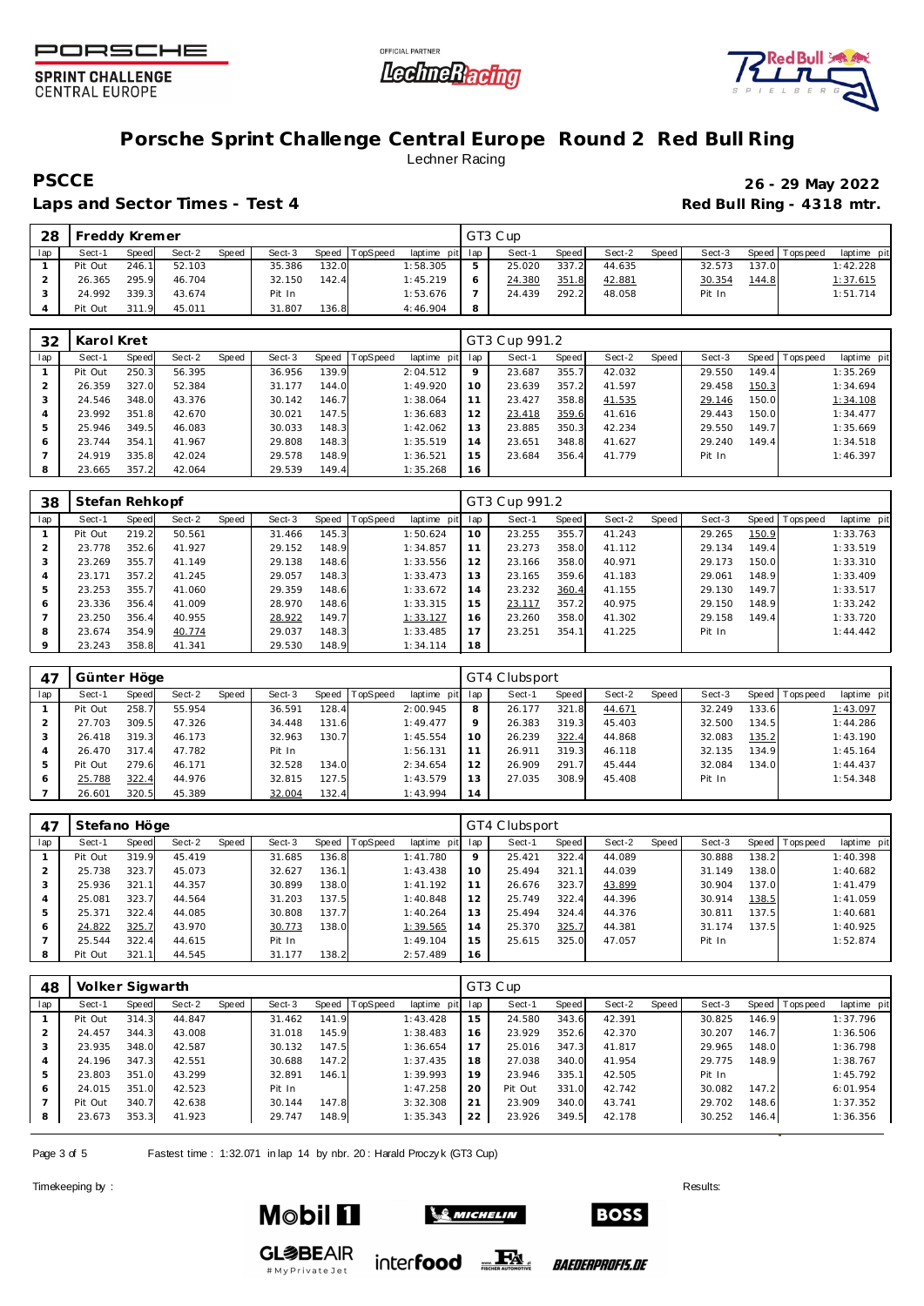# Porsche Sprint Challenge Central Europe Round 2 Red Bull Ring

Lechner Racing

**PSCCE** **26 - 29 May 2022**

**Laps and Sector Times - Test 4** **Red Bull Ring - 4318 mtr.**

| 28 | Freddy Kremer | | | | | | | | GT3 Cup | | | | | | | | |
|---|---|---|---|---|---|---|---|---|---|---|---|---|---|---|---|---|---|
| lap | Sect-1 | Speed | Sect-2 | Speed | Sect-3 | Speed | TopSpeed | laptime pit | lap | Sect-1 | Speed | Sect-2 | Speed | Sect-3 | Speed | Topspeed | laptime pit |
| 1 | Pit Out | 246.1 | 52.103 | | 35.386 | 132.0 | | 1:58.305 | 5 | 25.020 | 337.2 | 44.635 | | 32.573 | 137.0 | | 1:42.228 |
| 2 | 26.365 | 295.9 | 46.704 | | 32.150 | 142.4 | | 1:45.219 | 6 | 24.380 | 351.8 | 42.881 | | 30.354 | 144.8 | | 1:37.615 |
| 3 | 24.992 | 339.3 | 43.674 | | Pit In | | | 1:53.676 | 7 | 24.439 | 292.2 | 48.058 | | Pit In | | | 1:51.714 |
| 4 | Pit Out | 311.9 | 45.011 | | 31.807 | 136.8 | | 4:46.904 | 8 | | | | | | | | |

| 32 | Karol Kret | | | | | | | | GT3 Cup 991.2 | | | | | | | | |
|---|---|---|---|---|---|---|---|---|---|---|---|---|---|---|---|---|---|
| lap | Sect-1 | Speed | Sect-2 | Speed | Sect-3 | Speed | TopSpeed | laptime pit | lap | Sect-1 | Speed | Sect-2 | Speed | Sect-3 | Speed | Topspeed | laptime pit |
| 1 | Pit Out | 250.3 | 56.395 | | 36.956 | 139.9 | | 2:04.512 | 9 | 23.687 | 355.7 | 42.032 | | 29.550 | 149.4 | | 1:35.269 |
| 2 | 26.359 | 327.0 | 52.384 | | 31.177 | 144.0 | | 1:49.920 | 10 | 23.639 | 357.2 | 41.597 | | 29.458 | 150.3 | | 1:34.694 |
| 3 | 24.546 | 348.0 | 43.376 | | 30.142 | 146.7 | | 1:38.064 | 11 | 23.427 | 358.8 | 41.535 | | 29.146 | 150.0 | | 1:34.108 |
| 4 | 23.992 | 351.8 | 42.670 | | 30.021 | 147.5 | | 1:36.683 | 12 | 23.418 | 359.6 | 41.616 | | 29.443 | 150.0 | | 1:34.477 |
| 5 | 25.946 | 349.5 | 46.083 | | 30.033 | 148.3 | | 1:42.062 | 13 | 23.885 | 350.3 | 42.234 | | 29.550 | 149.7 | | 1:35.669 |
| 6 | 23.744 | 354.1 | 41.967 | | 29.808 | 148.3 | | 1:35.519 | 14 | 23.651 | 348.8 | 41.627 | | 29.240 | 149.4 | | 1:34.518 |
| 7 | 24.919 | 335.8 | 42.024 | | 29.578 | 148.9 | | 1:36.521 | 15 | 23.684 | 356.4 | 41.779 | | Pit In | | | 1:46.397 |
| 8 | 23.665 | 357.2 | 42.064 | | 29.539 | 149.4 | | 1:35.268 | 16 | | | | | | | | |

| 38 | Stefan Rehkopf | | | | | | | | GT3 Cup 991.2 | | | | | | | | |
|---|---|---|---|---|---|---|---|---|---|---|---|---|---|---|---|---|---|
| lap | Sect-1 | Speed | Sect-2 | Speed | Sect-3 | Speed | TopSpeed | laptime pit | lap | Sect-1 | Speed | Sect-2 | Speed | Sect-3 | Speed | Topspeed | laptime pit |
| 1 | Pit Out | 219.2 | 50.561 | | 31.466 | 145.3 | | 1:50.624 | 10 | 23.255 | 355.7 | 41.243 | | 29.265 | 150.9 | | 1:33.763 |
| 2 | 23.778 | 352.6 | 41.927 | | 29.152 | 148.9 | | 1:34.857 | 11 | 23.273 | 358.0 | 41.112 | | 29.134 | 149.4 | | 1:33.519 |
| 3 | 23.269 | 355.7 | 41.149 | | 29.138 | 148.6 | | 1:33.556 | 12 | 23.166 | 358.0 | 40.971 | | 29.173 | 150.0 | | 1:33.310 |
| 4 | 23.171 | 357.2 | 41.245 | | 29.057 | 148.3 | | 1:33.473 | 13 | 23.165 | 359.6 | 41.183 | | 29.061 | 148.9 | | 1:33.409 |
| 5 | 23.253 | 355.7 | 41.060 | | 29.359 | 148.6 | | 1:33.672 | 14 | 23.232 | 360.4 | 41.155 | | 29.130 | 149.7 | | 1:33.517 |
| 6 | 23.336 | 356.4 | 41.009 | | 28.970 | 148.6 | | 1:33.315 | 15 | 23.117 | 357.2 | 40.975 | | 29.150 | 148.9 | | 1:33.242 |
| 7 | 23.250 | 356.4 | 40.955 | | 28.922 | 149.7 | | 1:33.127 | 16 | 23.260 | 358.0 | 41.302 | | 29.158 | 149.4 | | 1:33.720 |
| 8 | 23.674 | 354.9 | 40.774 | | 29.037 | 148.3 | | 1:33.485 | 17 | 23.251 | 354.1 | 41.225 | | Pit In | | | 1:44.442 |
| 9 | 23.243 | 358.8 | 41.341 | | 29.530 | 148.9 | | 1:34.114 | 18 | | | | | | | | |

| 47 | Günter Höge | | | | | | | | GT4 Clubsport | | | | | | | | |
|---|---|---|---|---|---|---|---|---|---|---|---|---|---|---|---|---|---|
| lap | Sect-1 | Speed | Sect-2 | Speed | Sect-3 | Speed | TopSpeed | laptime pit | lap | Sect-1 | Speed | Sect-2 | Speed | Sect-3 | Speed | Topspeed | laptime pit |
| 1 | Pit Out | 258.7 | 55.954 | | 36.591 | 128.4 | | 2:00.945 | 8 | 26.177 | 321.8 | 44.671 | | 32.249 | 133.6 | | 1:43.097 |
| 2 | 27.703 | 309.5 | 47.326 | | 34.448 | 131.6 | | 1:49.477 | 9 | 26.383 | 319.3 | 45.403 | | 32.500 | 134.5 | | 1:44.286 |
| 3 | 26.418 | 319.3 | 46.173 | | 32.963 | 130.7 | | 1:45.554 | 10 | 26.239 | 322.4 | 44.868 | | 32.083 | 135.2 | | 1:43.190 |
| 4 | 26.470 | 317.4 | 47.782 | | Pit In | | | 1:56.131 | 11 | 26.911 | 319.3 | 46.118 | | 32.135 | 134.9 | | 1:45.164 |
| 5 | Pit Out | 279.6 | 46.171 | | 32.528 | 134.0 | | 2:34.654 | 12 | 26.909 | 291.7 | 45.444 | | 32.084 | 134.0 | | 1:44.437 |
| 6 | 25.788 | 322.4 | 44.976 | | 32.815 | 127.5 | | 1:43.579 | 13 | 27.035 | 308.9 | 45.408 | | Pit In | | | 1:54.348 |
| 7 | 26.601 | 320.5 | 45.389 | | 32.004 | 132.4 | | 1:43.994 | 14 | | | | | | | | |

| 47 | Stefano Höge | | | | | | | | GT4 Clubsport | | | | | | | | |
|---|---|---|---|---|---|---|---|---|---|---|---|---|---|---|---|---|---|
| lap | Sect-1 | Speed | Sect-2 | Speed | Sect-3 | Speed | TopSpeed | laptime pit | lap | Sect-1 | Speed | Sect-2 | Speed | Sect-3 | Speed | Topspeed | laptime pit |
| 1 | Pit Out | 319.9 | 45.419 | | 31.685 | 136.8 | | 1:41.780 | 9 | 25.421 | 322.4 | 44.089 | | 30.888 | 138.2 | | 1:40.398 |
| 2 | 25.738 | 323.7 | 45.073 | | 32.627 | 136.1 | | 1:43.438 | 10 | 25.494 | 321.1 | 44.039 | | 31.149 | 138.0 | | 1:40.682 |
| 3 | 25.936 | 321.1 | 44.357 | | 30.899 | 138.0 | | 1:41.192 | 11 | 26.676 | 323.7 | 43.899 | | 30.904 | 137.0 | | 1:41.479 |
| 4 | 25.081 | 323.7 | 44.564 | | 31.203 | 137.5 | | 1:40.848 | 12 | 25.749 | 322.4 | 44.396 | | 30.914 | 138.5 | | 1:41.059 |
| 5 | 25.371 | 322.4 | 44.085 | | 30.808 | 137.7 | | 1:40.264 | 13 | 25.494 | 324.4 | 44.376 | | 30.811 | 137.5 | | 1:40.681 |
| 6 | 24.822 | 325.7 | 43.970 | | 30.773 | 138.0 | | 1:39.565 | 14 | 25.370 | 325.7 | 44.381 | | 31.174 | 137.5 | | 1:40.925 |
| 7 | 25.544 | 322.4 | 44.615 | | Pit In | | | 1:49.104 | 15 | 25.615 | 325.0 | 47.057 | | Pit In | | | 1:52.874 |
| 8 | Pit Out | 321.1 | 44.545 | | 31.177 | 138.2 | | 2:57.489 | 16 | | | | | | | | |

| 48 | Volker Sigwarth | | | | | | | | GT3 Cup | | | | | | | | |
|---|---|---|---|---|---|---|---|---|---|---|---|---|---|---|---|---|---|
| lap | Sect-1 | Speed | Sect-2 | Speed | Sect-3 | Speed | TopSpeed | laptime pit | lap | Sect-1 | Speed | Sect-2 | Speed | Sect-3 | Speed | Topspeed | laptime pit |
| 1 | Pit Out | 314.3 | 44.847 | | 31.462 | 141.9 | | 1:43.428 | 15 | 24.580 | 343.6 | 42.391 | | 30.825 | 146.9 | | 1:37.796 |
| 2 | 24.457 | 344.3 | 43.008 | | 31.018 | 145.9 | | 1:38.483 | 16 | 23.929 | 352.6 | 42.370 | | 30.207 | 146.7 | | 1:36.506 |
| 3 | 23.935 | 348.0 | 42.587 | | 30.132 | 147.5 | | 1:36.654 | 17 | 25.016 | 347.3 | 41.817 | | 29.965 | 148.0 | | 1:36.798 |
| 4 | 24.196 | 347.3 | 42.551 | | 30.688 | 147.2 | | 1:37.435 | 18 | 27.038 | 340.0 | 41.954 | | 29.775 | 148.9 | | 1:38.767 |
| 5 | 23.803 | 351.0 | 43.299 | | 32.891 | 146.1 | | 1:39.993 | 19 | 23.946 | 335.1 | 42.505 | | Pit In | | | 1:45.792 |
| 6 | 24.015 | 351.0 | 42.523 | | Pit In | | | 1:47.258 | 20 | Pit Out | 331.0 | 42.742 | | 30.082 | 147.2 | | 6:01.954 |
| 7 | Pit Out | 340.7 | 42.638 | | 30.144 | 147.8 | | 3:32.308 | 21 | 23.909 | 340.0 | 43.741 | | 29.702 | 148.6 | | 1:37.352 |
| 8 | 23.673 | 353.3 | 41.923 | | 29.747 | 148.9 | | 1:35.343 | 22 | 23.926 | 349.5 | 42.178 | | 30.252 | 146.4 | | 1:36.356 |

Fastest time : 1:32.071 in lap 14 by nbr. 20 : Harald Proczyk (GT3 Cup)

Timekeeping by : Results: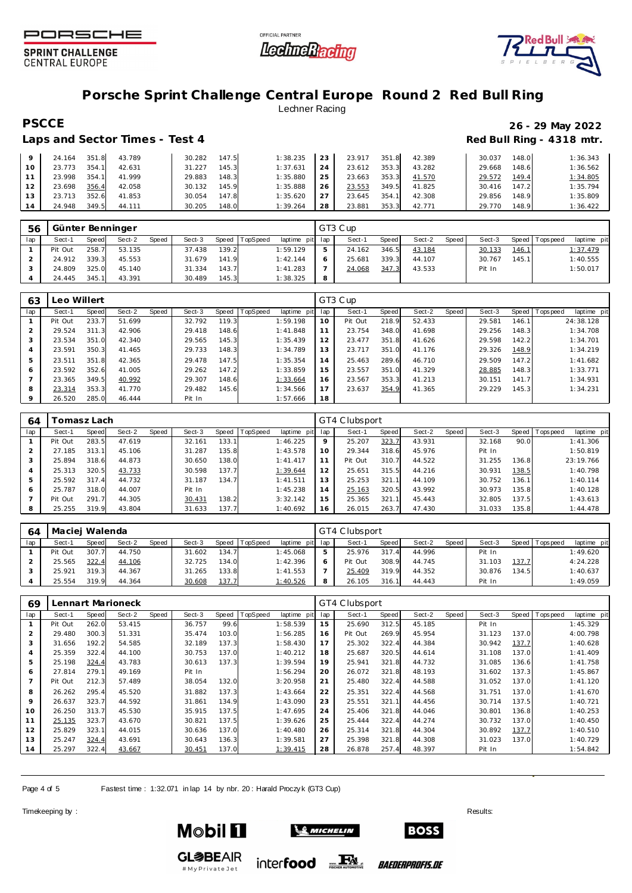# Porsche Sprint Challenge Central Europe Round 2 Red Bull Ring

Lechner Racing

**PSCCE** **26 - 29 May 2022**

## Laps and Sector Times - Test 4

**Red Bull Ring - 4318 mtr.**

| lap | Sect-1 | Speed | Sect-2 | Speed | Sect-3 | Speed | TopSpeed | laptime pit | lap | Sect-1 | Speed | Sect-2 | Speed | Sect-3 | Speed | Topspeed | laptime pit |
|---|---|---|---|---|---|---|---|---|---|---|---|---|---|---|---|---|---|
| 9 | 24.164 | 351.8 | 43.789 | | 30.282 | 147.5 | | 1:38.235 | 23 | 23.917 | 351.8 | 42.389 | | 30.037 | 148.0 | | 1:36.343 |
| 10 | 23.773 | 354.1 | 42.631 | | 31.227 | 145.3 | | 1:37.631 | 24 | 23.612 | 353.3 | 43.282 | | 29.668 | 148.6 | | 1:36.562 |
| 11 | 23.998 | 354.1 | 41.999 | | 29.883 | 148.3 | | 1:35.880 | 25 | 23.663 | 353.3 | 41.570 | | 29.572 | 149.4 | | 1:34.805 |
| 12 | 23.698 | 356.4 | 42.058 | | 30.132 | 145.9 | | 1:35.888 | 26 | 23.553 | 349.5 | 41.825 | | 30.416 | 147.2 | | 1:35.794 |
| 13 | 23.713 | 352.6 | 41.853 | | 30.054 | 147.8 | | 1:35.620 | 27 | 23.645 | 354.1 | 42.308 | | 29.856 | 148.9 | | 1:35.809 |
| 14 | 24.948 | 349.5 | 44.111 | | 30.205 | 148.0 | | 1:39.264 | 28 | 23.881 | 353.3 | 42.771 | | 29.770 | 148.9 | | 1:36.422 |

### 56 Günter Benninger — GT3 Cup

| lap | Sect-1 | Speed | Sect-2 | Speed | Sect-3 | Speed | TopSpeed | laptime pit | lap | Sect-1 | Speed | Sect-2 | Speed | Sect-3 | Speed | Topspeed | laptime pit |
|---|---|---|---|---|---|---|---|---|---|---|---|---|---|---|---|---|---|
| 1 | Pit Out | 258.7 | 53.135 | | 37.438 | 139.2 | | 1:59.129 | 5 | 24.162 | 346.5 | 43.184 | | 30.133 | 146.1 | | 1:37.479 |
| 2 | 24.912 | 339.3 | 45.553 | | 31.679 | 141.9 | | 1:42.144 | 6 | 25.681 | 339.3 | 44.107 | | 30.767 | 145.1 | | 1:40.555 |
| 3 | 24.809 | 325.0 | 45.140 | | 31.334 | 143.7 | | 1:41.283 | 7 | 24.068 | 347.3 | 43.533 | | Pit In | | | 1:50.017 |
| 4 | 24.445 | 345.1 | 43.391 | | 30.489 | 145.3 | | 1:38.325 | 8 | | | | | | | | |

### 63 Leo Willert — GT3 Cup

| lap | Sect-1 | Speed | Sect-2 | Speed | Sect-3 | Speed | TopSpeed | laptime pit | lap | Sect-1 | Speed | Sect-2 | Speed | Sect-3 | Speed | Topspeed | laptime pit |
|---|---|---|---|---|---|---|---|---|---|---|---|---|---|---|---|---|---|
| 1 | Pit Out | 233.7 | 51.699 | | 32.792 | 119.3 | | 1:59.198 | 10 | Pit Out | 218.9 | 52.433 | | 29.581 | 146.1 | | 24:38.128 |
| 2 | 29.524 | 311.3 | 42.906 | | 29.418 | 148.6 | | 1:41.848 | 11 | 23.754 | 348.0 | 41.698 | | 29.256 | 148.3 | | 1:34.708 |
| 3 | 23.534 | 351.0 | 42.340 | | 29.565 | 145.3 | | 1:35.439 | 12 | 23.477 | 351.8 | 41.626 | | 29.598 | 142.2 | | 1:34.701 |
| 4 | 23.591 | 350.3 | 41.465 | | 29.733 | 148.3 | | 1:34.789 | 13 | 23.717 | 351.0 | 41.176 | | 29.326 | 148.9 | | 1:34.219 |
| 5 | 23.511 | 351.8 | 42.365 | | 29.478 | 147.5 | | 1:35.354 | 14 | 25.463 | 289.6 | 46.710 | | 29.509 | 147.2 | | 1:41.682 |
| 6 | 23.592 | 352.6 | 41.005 | | 29.262 | 147.2 | | 1:33.859 | 15 | 23.557 | 351.0 | 41.329 | | 28.885 | 148.3 | | 1:33.771 |
| 7 | 23.365 | 349.5 | 40.992 | | 29.307 | 148.6 | | 1:33.664 | 16 | 23.567 | 353.3 | 41.213 | | 30.151 | 141.7 | | 1:34.931 |
| 8 | 23.314 | 353.3 | 41.770 | | 29.482 | 145.6 | | 1:34.566 | 17 | 23.637 | 354.9 | 41.365 | | 29.229 | 145.3 | | 1:34.231 |
| 9 | 26.520 | 285.0 | 46.444 | | Pit In | | | 1:57.666 | 18 | | | | | | | | |

### 64 Tomasz Lach — GT4 Clubsport

| lap | Sect-1 | Speed | Sect-2 | Speed | Sect-3 | Speed | TopSpeed | laptime pit | lap | Sect-1 | Speed | Sect-2 | Speed | Sect-3 | Speed | Topspeed | laptime pit |
|---|---|---|---|---|---|---|---|---|---|---|---|---|---|---|---|---|---|
| 1 | Pit Out | 283.5 | 47.619 | | 32.161 | 133.1 | | 1:46.225 | 9 | 25.207 | 323.7 | 43.931 | | 32.168 | 90.0 | | 1:41.306 |
| 2 | 27.185 | 313.1 | 45.106 | | 31.287 | 135.8 | | 1:43.578 | 10 | 29.344 | 318.6 | 45.976 | | Pit In | | | 1:50.819 |
| 3 | 25.894 | 318.6 | 44.873 | | 30.650 | 138.0 | | 1:41.417 | 11 | Pit Out | 310.7 | 44.522 | | 31.255 | 136.8 | | 23:19.766 |
| 4 | 25.313 | 320.5 | 43.733 | | 30.598 | 137.7 | | 1:39.644 | 12 | 25.651 | 315.5 | 44.216 | | 30.931 | 138.5 | | 1:40.798 |
| 5 | 25.592 | 317.4 | 44.732 | | 31.187 | 134.7 | | 1:41.511 | 13 | 25.253 | 321.1 | 44.109 | | 30.752 | 136.1 | | 1:40.114 |
| 6 | 25.787 | 318.0 | 44.007 | | Pit In | | | 1:45.238 | 14 | 25.163 | 320.5 | 43.992 | | 30.973 | 135.8 | | 1:40.128 |
| 7 | Pit Out | 291.7 | 44.305 | | 30.431 | 138.2 | | 3:32.142 | 15 | 25.365 | 321.1 | 45.443 | | 32.805 | 137.5 | | 1:43.613 |
| 8 | 25.255 | 319.9 | 43.804 | | 31.633 | 137.7 | | 1:40.692 | 16 | 26.015 | 263.7 | 47.430 | | 31.033 | 135.8 | | 1:44.478 |

### 64 Maciej Walenda — GT4 Clubsport

| lap | Sect-1 | Speed | Sect-2 | Speed | Sect-3 | Speed | TopSpeed | laptime pit | lap | Sect-1 | Speed | Sect-2 | Speed | Sect-3 | Speed | Topspeed | laptime pit |
|---|---|---|---|---|---|---|---|---|---|---|---|---|---|---|---|---|---|
| 1 | Pit Out | 307.7 | 44.750 | | 31.602 | 134.7 | | 1:45.068 | 5 | 25.976 | 317.4 | 44.996 | | Pit In | | | 1:49.620 |
| 2 | 25.565 | 322.4 | 44.106 | | 32.725 | 134.0 | | 1:42.396 | 6 | Pit Out | 308.9 | 44.745 | | 31.103 | 137.7 | | 4:24.228 |
| 3 | 25.921 | 319.3 | 44.367 | | 31.265 | 133.8 | | 1:41.553 | 7 | 25.409 | 319.9 | 44.352 | | 30.876 | 134.5 | | 1:40.637 |
| 4 | 25.554 | 319.9 | 44.364 | | 30.608 | 137.7 | | 1:40.526 | 8 | 26.105 | 316.1 | 44.443 | | Pit In | | | 1:49.059 |

### 69 Lennart Marioneck — GT4 Clubsport

| lap | Sect-1 | Speed | Sect-2 | Speed | Sect-3 | Speed | TopSpeed | laptime pit | lap | Sect-1 | Speed | Sect-2 | Speed | Sect-3 | Speed | Topspeed | laptime pit |
|---|---|---|---|---|---|---|---|---|---|---|---|---|---|---|---|---|---|
| 1 | Pit Out | 262.0 | 53.415 | | 36.757 | 99.6 | | 1:58.539 | 15 | 25.690 | 312.5 | 45.185 | | Pit In | | | 1:45.329 |
| 2 | 29.480 | 300.3 | 51.331 | | 35.474 | 103.0 | | 1:56.285 | 16 | Pit Out | 269.9 | 45.954 | | 31.123 | 137.0 | | 4:00.798 |
| 3 | 31.656 | 192.2 | 54.585 | | 32.189 | 137.3 | | 1:58.430 | 17 | 25.302 | 322.4 | 44.384 | | 30.942 | 137.7 | | 1:40.628 |
| 4 | 25.359 | 322.4 | 44.100 | | 30.753 | 137.0 | | 1:40.212 | 18 | 25.687 | 320.5 | 44.614 | | 31.108 | 137.0 | | 1:41.409 |
| 5 | 25.198 | 324.4 | 43.783 | | 30.613 | 137.3 | | 1:39.594 | 19 | 25.941 | 321.8 | 44.732 | | 31.085 | 136.6 | | 1:41.758 |
| 6 | 27.814 | 279.1 | 49.169 | | Pit In | | | 1:56.294 | 20 | 26.072 | 321.8 | 48.193 | | 31.602 | 137.3 | | 1:45.867 |
| 7 | Pit Out | 212.3 | 57.489 | | 38.054 | 132.0 | | 3:20.958 | 21 | 25.480 | 322.4 | 44.588 | | 31.052 | 137.0 | | 1:41.120 |
| 8 | 26.262 | 295.4 | 45.520 | | 31.882 | 137.3 | | 1:43.664 | 22 | 25.351 | 322.4 | 44.568 | | 31.751 | 137.0 | | 1:41.670 |
| 9 | 26.637 | 323.7 | 44.592 | | 31.861 | 134.9 | | 1:43.090 | 23 | 25.551 | 321.1 | 44.456 | | 30.714 | 137.5 | | 1:40.721 |
| 10 | 26.250 | 313.7 | 45.530 | | 35.915 | 137.5 | | 1:47.695 | 24 | 25.406 | 321.8 | 44.046 | | 30.801 | 136.8 | | 1:40.253 |
| 11 | 25.135 | 323.7 | 43.670 | | 30.821 | 137.5 | | 1:39.626 | 25 | 25.444 | 322.4 | 44.274 | | 30.732 | 137.0 | | 1:40.450 |
| 12 | 25.829 | 323.1 | 44.015 | | 30.636 | 137.0 | | 1:40.480 | 26 | 25.314 | 321.8 | 44.304 | | 30.892 | 137.7 | | 1:40.510 |
| 13 | 25.247 | 324.4 | 43.691 | | 30.643 | 136.3 | | 1:39.581 | 27 | 25.398 | 321.8 | 44.308 | | 31.023 | 137.0 | | 1:40.729 |
| 14 | 25.297 | 322.4 | 43.667 | | 30.451 | 137.0 | | 1:39.415 | 28 | 26.878 | 257.4 | 48.397 | | Pit In | | | 1:54.842 |

Fastest time : 1:32.071 in lap 14 by nbr. 20 : Harald Proczyk (GT3 Cup)

Timekeeping by : Results: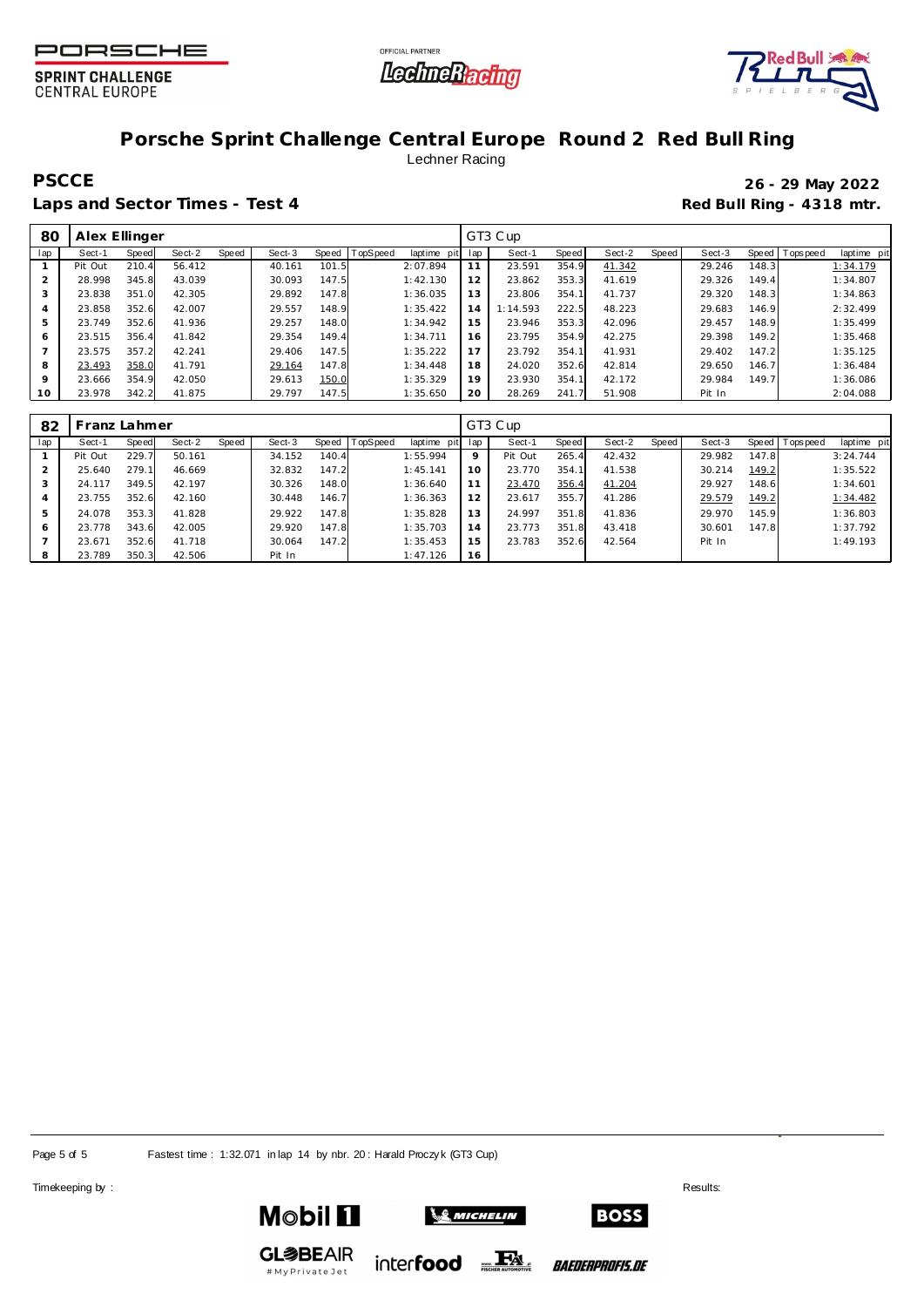# Porsche Sprint Challenge Central Europe Round 2 Red Bull Ring

Lechner Racing

**PSCCE**

**26 - 29 May 2022**

**Laps and Sector Times - Test 4**

**Red Bull Ring - 4318 mtr.**

| 80 | Alex Ellinger | | | | | | | | GT3 Cup | | | | | | | | |
|---|---|---|---|---|---|---|---|---|---|---|---|---|---|---|---|---|---|
| lap | Sect-1 | Speed | Sect-2 | Speed | Sect-3 | Speed | TopSpeed | laptime pit | lap | Sect-1 | Speed | Sect-2 | Speed | Sect-3 | Speed | Topspeed | laptime pit |
| 1 | Pit Out | 210.4 | 56.412 | | 40.161 | 101.5 | | 2:07.894 | 11 | 23.591 | 354.9 | 41.342 | | 29.246 | 148.3 | | 1:34.179 |
| 2 | 28.998 | 345.8 | 43.039 | | 30.093 | 147.5 | | 1:42.130 | 12 | 23.862 | 353.3 | 41.619 | | 29.326 | 149.4 | | 1:34.807 |
| 3 | 23.838 | 351.0 | 42.305 | | 29.892 | 147.8 | | 1:36.035 | 13 | 23.806 | 354.1 | 41.737 | | 29.320 | 148.3 | | 1:34.863 |
| 4 | 23.858 | 352.6 | 42.007 | | 29.557 | 148.9 | | 1:35.422 | 14 | 1:14.593 | 222.5 | 48.223 | | 29.683 | 146.9 | | 2:32.499 |
| 5 | 23.749 | 352.6 | 41.936 | | 29.257 | 148.0 | | 1:34.942 | 15 | 23.946 | 353.3 | 42.096 | | 29.457 | 148.9 | | 1:35.499 |
| 6 | 23.515 | 356.4 | 41.842 | | 29.354 | 149.4 | | 1:34.711 | 16 | 23.795 | 354.9 | 42.275 | | 29.398 | 149.2 | | 1:35.468 |
| 7 | 23.575 | 357.2 | 42.241 | | 29.406 | 147.5 | | 1:35.222 | 17 | 23.792 | 354.1 | 41.931 | | 29.402 | 147.2 | | 1:35.125 |
| 8 | 23.493 | 358.0 | 41.791 | | 29.164 | 147.8 | | 1:34.448 | 18 | 24.020 | 352.6 | 42.814 | | 29.650 | 146.7 | | 1:36.484 |
| 9 | 23.666 | 354.9 | 42.050 | | 29.613 | 150.0 | | 1:35.329 | 19 | 23.930 | 354.1 | 42.172 | | 29.984 | 149.7 | | 1:36.086 |
| 10 | 23.978 | 342.2 | 41.875 | | 29.797 | 147.5 | | 1:35.650 | 20 | 28.269 | 241.7 | 51.908 | | Pit In | | | 2:04.088 |

| 82 | Franz Lahmer | | | | | | | | GT3 Cup | | | | | | | | |
|---|---|---|---|---|---|---|---|---|---|---|---|---|---|---|---|---|---|
| lap | Sect-1 | Speed | Sect-2 | Speed | Sect-3 | Speed | TopSpeed | laptime pit | lap | Sect-1 | Speed | Sect-2 | Speed | Sect-3 | Speed | Topspeed | laptime pit |
| 1 | Pit Out | 229.7 | 50.161 | | 34.152 | 140.4 | | 1:55.994 | 9 | Pit Out | 265.4 | 42.432 | | 29.982 | 147.8 | | 3:24.744 |
| 2 | 25.640 | 279.1 | 46.669 | | 32.832 | 147.2 | | 1:45.141 | 10 | 23.770 | 354.1 | 41.538 | | 30.214 | 149.2 | | 1:35.522 |
| 3 | 24.117 | 349.5 | 42.197 | | 30.326 | 148.0 | | 1:36.640 | 11 | 23.470 | 356.4 | 41.204 | | 29.927 | 148.6 | | 1:34.601 |
| 4 | 23.755 | 352.6 | 42.160 | | 30.448 | 146.7 | | 1:36.363 | 12 | 23.617 | 355.7 | 41.286 | | 29.579 | 149.2 | | 1:34.482 |
| 5 | 24.078 | 353.3 | 41.828 | | 29.922 | 147.8 | | 1:35.828 | 13 | 24.997 | 351.8 | 41.836 | | 29.970 | 145.9 | | 1:36.803 |
| 6 | 23.778 | 343.6 | 42.005 | | 29.920 | 147.8 | | 1:35.703 | 14 | 23.773 | 351.8 | 43.418 | | 30.601 | 147.8 | | 1:37.792 |
| 7 | 23.671 | 352.6 | 41.718 | | 30.064 | 147.2 | | 1:35.453 | 15 | 23.783 | 352.6 | 42.564 | | Pit In | | | 1:49.193 |
| 8 | 23.789 | 350.3 | 42.506 | | Pit In | | | 1:47.126 | 16 | | | | | | | | |

Fastest time : 1:32.071 in lap 14 by nbr. 20 : Harald Proczyk (GT3 Cup)

Timekeeping by :

Results: